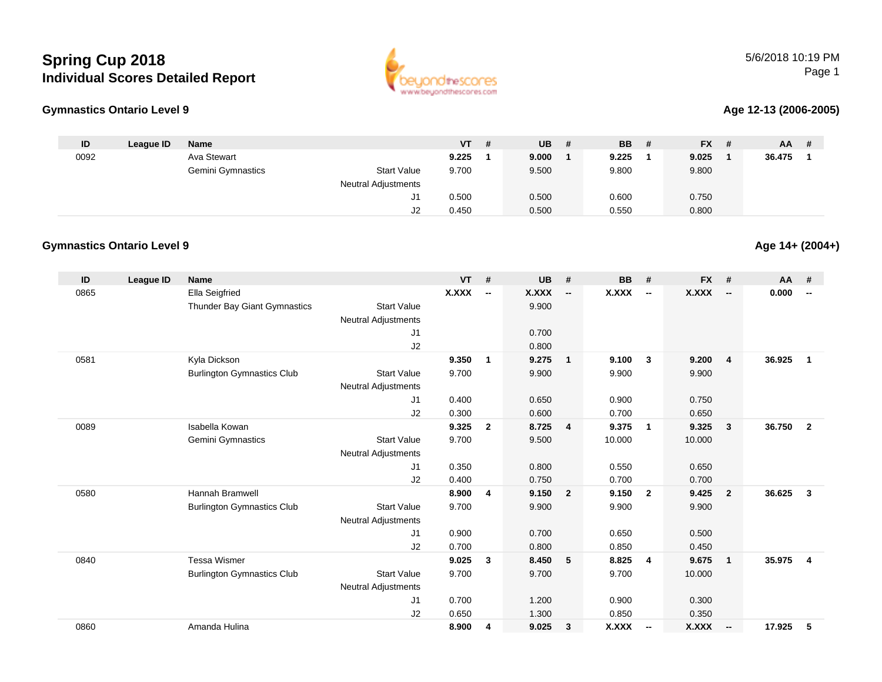# Spring Cup 2018

## Individual Scores Detailed Report

5/6/2018 10:19 PM

### Gymnastics Ontario Level 9

**Age 12-13 (2006-2005)**

| ID | League ID | Name | | VT | # | UB | # | BB | # | FX | # | AA | # |
|---|---|---|---|---|---|---|---|---|---|---|---|---|---|
| 0092 | | Ava Stewart | | **9.225** | **1** | **9.000** | **1** | **9.225** | **1** | **9.025** | **1** | **36.475** | **1** |
| | | Gemini Gymnastics | Start Value | 9.700 | | 9.500 | | 9.800 | | 9.800 | | | |
| | | | Neutral Adjustments | | | | | | | | | | |
| | | | J1 | 0.500 | | 0.500 | | 0.600 | | 0.750 | | | |
| | | | J2 | 0.450 | | 0.500 | | 0.550 | | 0.800 | | | |

### Gymnastics Ontario Level 9

**Age 14+ (2004+)**

| ID | League ID | Name | | VT | # | UB | # | BB | # | FX | # | AA | # |
|---|---|---|---|---|---|---|---|---|---|---|---|---|---|
| 0865 | | Ella Seigfried | | **X.XXX** | **--** | **X.XXX** | **--** | **X.XXX** | **--** | **X.XXX** | **--** | **0.000** | **--** |
| | | Thunder Bay Giant Gymnastics | Start Value | | | 9.900 | | | | | | | |
| | | | Neutral Adjustments | | | | | | | | | | |
| | | | J1 | | | 0.700 | | | | | | | |
| | | | J2 | | | 0.800 | | | | | | | |
| 0581 | | Kyla Dickson | | **9.350** | **1** | **9.275** | **1** | **9.100** | **3** | **9.200** | **4** | **36.925** | **1** |
| | | Burlington Gymnastics Club | Start Value | 9.700 | | 9.900 | | 9.900 | | 9.900 | | | |
| | | | Neutral Adjustments | | | | | | | | | | |
| | | | J1 | 0.400 | | 0.650 | | 0.900 | | 0.750 | | | |
| | | | J2 | 0.300 | | 0.600 | | 0.700 | | 0.650 | | | |
| 0089 | | Isabella Kowan | | **9.325** | **2** | **8.725** | **4** | **9.375** | **1** | **9.325** | **3** | **36.750** | **2** |
| | | Gemini Gymnastics | Start Value | 9.700 | | 9.500 | | 10.000 | | 10.000 | | | |
| | | | Neutral Adjustments | | | | | | | | | | |
| | | | J1 | 0.350 | | 0.800 | | 0.550 | | 0.650 | | | |
| | | | J2 | 0.400 | | 0.750 | | 0.700 | | 0.700 | | | |
| 0580 | | Hannah Bramwell | | **8.900** | **4** | **9.150** | **2** | **9.150** | **2** | **9.425** | **2** | **36.625** | **3** |
| | | Burlington Gymnastics Club | Start Value | 9.700 | | 9.900 | | 9.900 | | 9.900 | | | |
| | | | Neutral Adjustments | | | | | | | | | | |
| | | | J1 | 0.900 | | 0.700 | | 0.650 | | 0.500 | | | |
| | | | J2 | 0.700 | | 0.800 | | 0.850 | | 0.450 | | | |
| 0840 | | Tessa Wismer | | **9.025** | **3** | **8.450** | **5** | **8.825** | **4** | **9.675** | **1** | **35.975** | **4** |
| | | Burlington Gymnastics Club | Start Value | 9.700 | | 9.700 | | 9.700 | | 10.000 | | | |
| | | | Neutral Adjustments | | | | | | | | | | |
| | | | J1 | 0.700 | | 1.200 | | 0.900 | | 0.300 | | | |
| | | | J2 | 0.650 | | 1.300 | | 0.850 | | 0.350 | | | |
| 0860 | | Amanda Hulina | | **8.900** | **4** | **9.025** | **3** | **X.XXX** | **--** | **X.XXX** | **--** | **17.925** | **5** |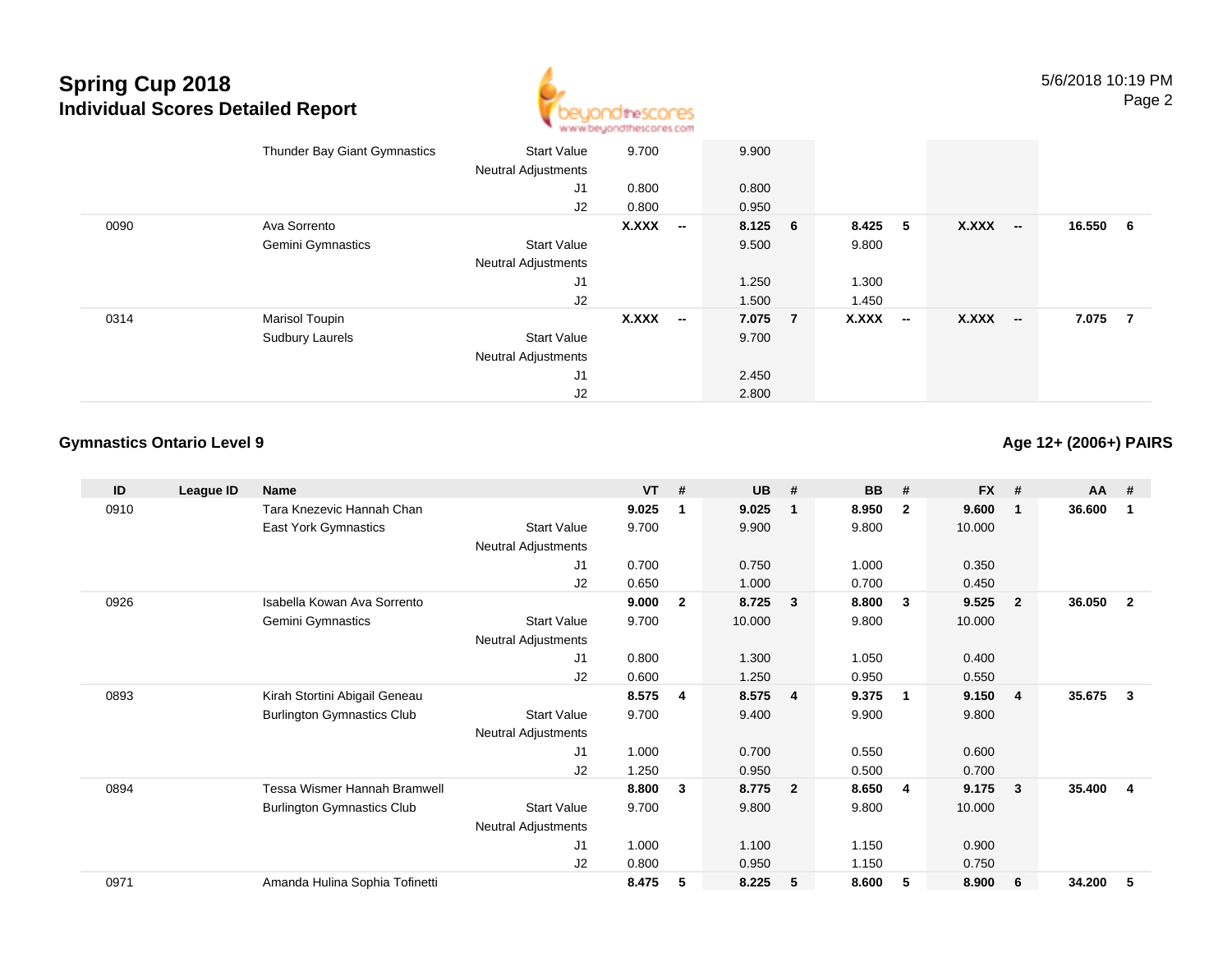# Spring Cup 2018

## Individual Scores Detailed Report

5/6/2018 10:19 PM

| ID | League ID | Name | | VT | # | UB | # | BB | # | FX | # | AA | # |
|---|---|---|---|---|---|---|---|---|---|---|---|---|---|
| | | Thunder Bay Giant Gymnastics | Start Value | 9.700 | | 9.900 | | | | | | | |
| | | | Neutral Adjustments | | | | | | | | | | |
| | | | J1 | 0.800 | | 0.800 | | | | | | | |
| | | | J2 | 0.800 | | 0.950 | | | | | | | |
| 0090 | | Ava Sorrento | | X.XXX | -- | 8.125 | 6 | 8.425 | 5 | X.XXX | -- | 16.550 | 6 |
| | | Gemini Gymnastics | Start Value | | | 9.500 | | 9.800 | | | | | |
| | | | Neutral Adjustments | | | | | | | | | | |
| | | | J1 | | | 1.250 | | 1.300 | | | | | |
| | | | J2 | | | 1.500 | | 1.450 | | | | | |
| 0314 | | Marisol Toupin | | X.XXX | -- | 7.075 | 7 | X.XXX | -- | X.XXX | -- | 7.075 | 7 |
| | | Sudbury Laurels | Start Value | | | 9.700 | | | | | | | |
| | | | Neutral Adjustments | | | | | | | | | | |
| | | | J1 | | | 2.450 | | | | | | | |
| | | | J2 | | | 2.800 | | | | | | | |

### Gymnastics Ontario Level 9

**Age 12+ (2006+) PAIRS**

| ID | League ID | Name | | VT | # | UB | # | BB | # | FX | # | AA | # |
|---|---|---|---|---|---|---|---|---|---|---|---|---|---|
| 0910 | | Tara Knezevic Hannah Chan | | **9.025** | **1** | **9.025** | **1** | **8.950** | **2** | **9.600** | **1** | **36.600** | **1** |
| | | East York Gymnastics | Start Value | 9.700 | | 9.900 | | 9.800 | | 10.000 | | | |
| | | | Neutral Adjustments | | | | | | | | | | |
| | | | J1 | 0.700 | | 0.750 | | 1.000 | | 0.350 | | | |
| | | | J2 | 0.650 | | 1.000 | | 0.700 | | 0.450 | | | |
| 0926 | | Isabella Kowan Ava Sorrento | | **9.000** | **2** | **8.725** | **3** | **8.800** | **3** | **9.525** | **2** | **36.050** | **2** |
| | | Gemini Gymnastics | Start Value | 9.700 | | 10.000 | | 9.800 | | 10.000 | | | |
| | | | Neutral Adjustments | | | | | | | | | | |
| | | | J1 | 0.800 | | 1.300 | | 1.050 | | 0.400 | | | |
| | | | J2 | 0.600 | | 1.250 | | 0.950 | | 0.550 | | | |
| 0893 | | Kirah Stortini Abigail Geneau | | **8.575** | **4** | **8.575** | **4** | **9.375** | **1** | **9.150** | **4** | **35.675** | **3** |
| | | Burlington Gymnastics Club | Start Value | 9.700 | | 9.400 | | 9.900 | | 9.800 | | | |
| | | | Neutral Adjustments | | | | | | | | | | |
| | | | J1 | 1.000 | | 0.700 | | 0.550 | | 0.600 | | | |
| | | | J2 | 1.250 | | 0.950 | | 0.500 | | 0.700 | | | |
| 0894 | | Tessa Wismer Hannah Bramwell | | **8.800** | **3** | **8.775** | **2** | **8.650** | **4** | **9.175** | **3** | **35.400** | **4** |
| | | Burlington Gymnastics Club | Start Value | 9.700 | | 9.800 | | 9.800 | | 10.000 | | | |
| | | | Neutral Adjustments | | | | | | | | | | |
| | | | J1 | 1.000 | | 1.100 | | 1.150 | | 0.900 | | | |
| | | | J2 | 0.800 | | 0.950 | | 1.150 | | 0.750 | | | |
| 0971 | | Amanda Hulina Sophia Tofinetti | | **8.475** | **5** | **8.225** | **5** | **8.600** | **5** | **8.900** | **6** | **34.200** | **5** |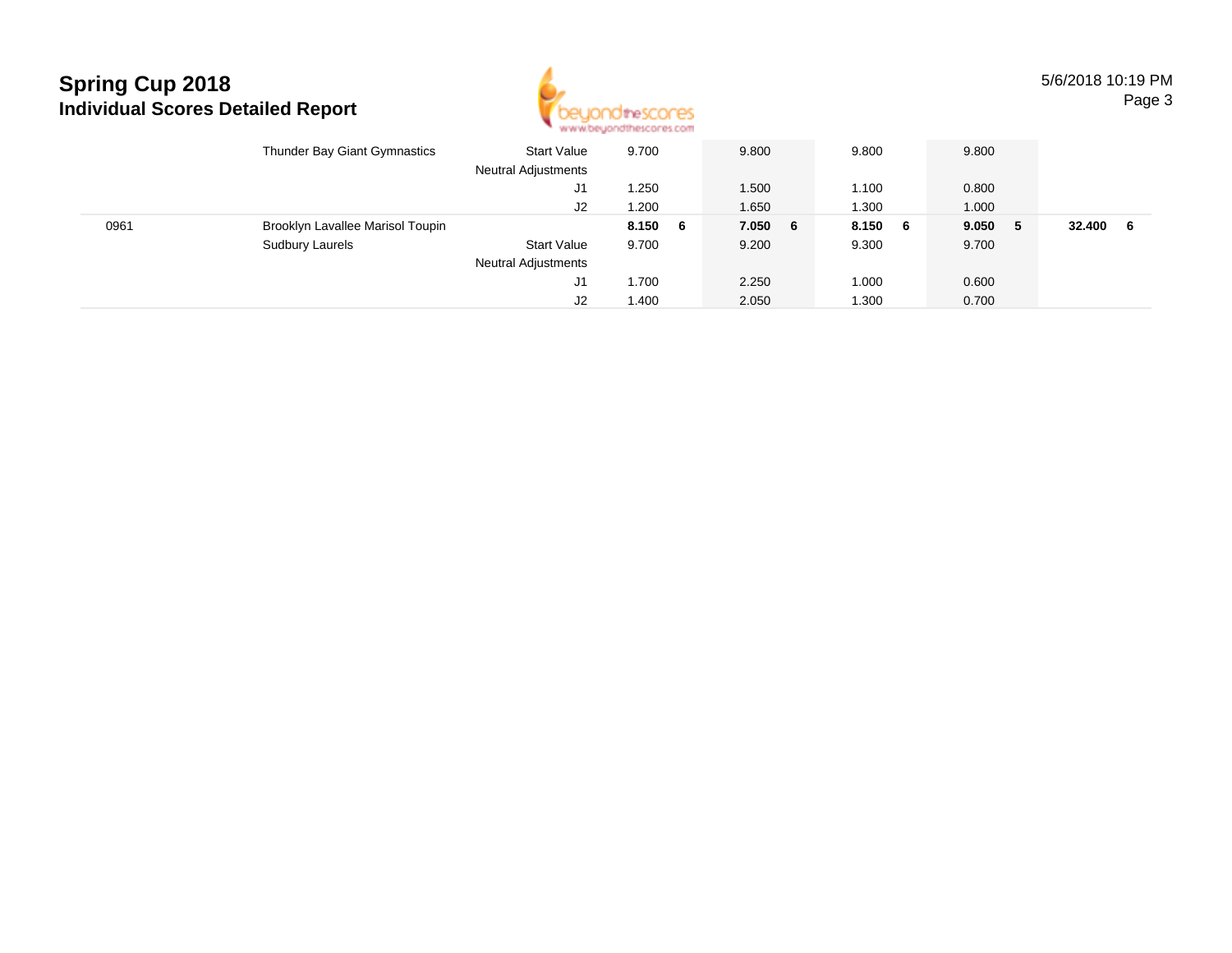# Spring Cup 2018
## Individual Scores Detailed Report

5/6/2018 10:19 PM

| | | | | | | | | | | | | |
|---|---|---|---|---|---|---|---|---|---|---|---|---|
| | Thunder Bay Giant Gymnastics | Start Value | 9.700 | | 9.800 | | 9.800 | | 9.800 | | | |
| | | Neutral Adjustments | | | | | | | | | | |
| | | J1 | 1.250 | | 1.500 | | 1.100 | | 0.800 | | | |
| | | J2 | 1.200 | | 1.650 | | 1.300 | | 1.000 | | | |
| 0961 | Brooklyn Lavallee Marisol Toupin | | **8.150** | **6** | **7.050** | **6** | **8.150** | **6** | **9.050** | **5** | **32.400** | **6** |
| | Sudbury Laurels | Start Value | 9.700 | | 9.200 | | 9.300 | | 9.700 | | | |
| | | Neutral Adjustments | | | | | | | | | | |
| | | J1 | 1.700 | | 2.250 | | 1.000 | | 0.600 | | | |
| | | J2 | 1.400 | | 2.050 | | 1.300 | | 0.700 | | | |